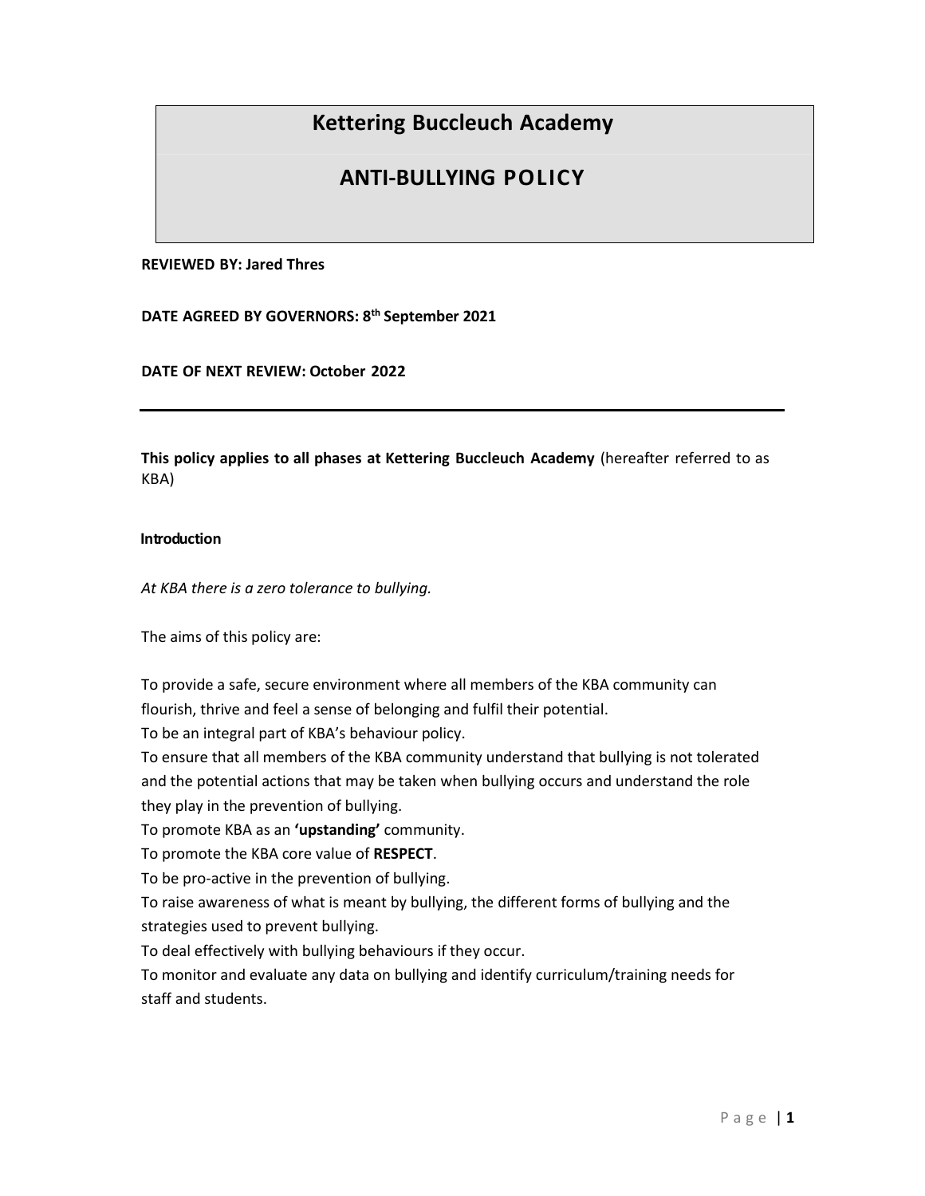# Kettering Buccleuch Academy

# ANTI-BULLYING POLICY

**REVIEWED BY: Jared Thres**

**DATE AGREED BY GOVERNORS: 8th September 2021**

**DATE OF NEXT REVIEW: October 2022**

---

**This policy applies to all phases at Kettering Buccleuch Academy** (hereafter referred to as KBA)

## Introduction

*At KBA there is a zero tolerance to bullying.*

The aims of this policy are:

To provide a safe, secure environment where all members of the KBA community can flourish, thrive and feel a sense of belonging and fulfil their potential.

To be an integral part of KBA's behaviour policy.

To ensure that all members of the KBA community understand that bullying is not tolerated and the potential actions that may be taken when bullying occurs and understand the role they play in the prevention of bullying.

To promote KBA as an **'upstanding'** community.

To promote the KBA core value of **RESPECT**.

To be pro-active in the prevention of bullying.

To raise awareness of what is meant by bullying, the different forms of bullying and the strategies used to prevent bullying.

To deal effectively with bullying behaviours if they occur.

To monitor and evaluate any data on bullying and identify curriculum/training needs for staff and students.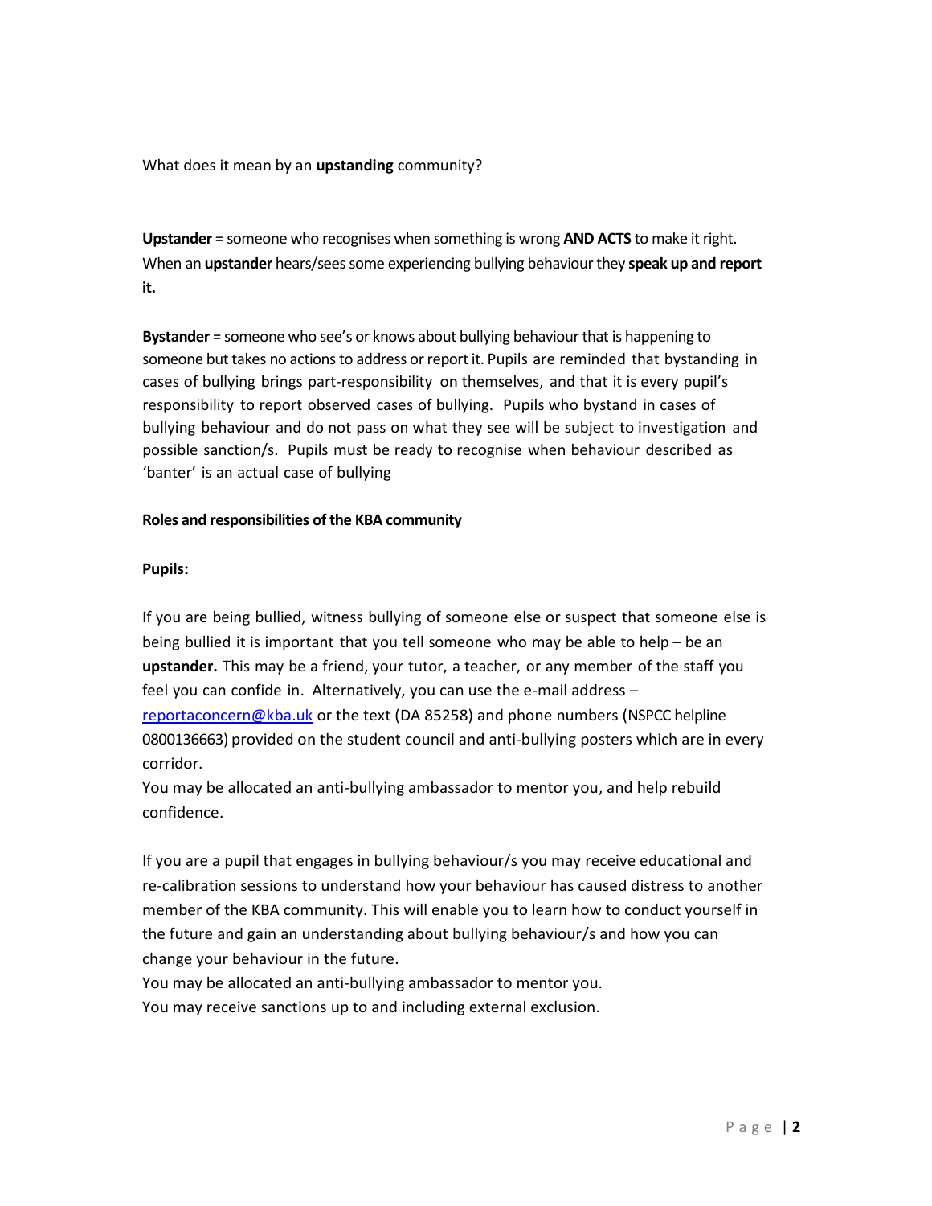What does it mean by an **upstanding** community?

**Upstander** = someone who recognises when something is wrong **AND ACTS** to make it right. When an **upstander** hears/sees some experiencing bullying behaviour they **speak up and report it.**

**Bystander** = someone who see's or knows about bullying behaviour that is happening to someone but takes no actions to address or report it. Pupils are reminded that bystanding in cases of bullying brings part-responsibility on themselves, and that it is every pupil's responsibility to report observed cases of bullying. Pupils who bystand in cases of bullying behaviour and do not pass on what they see will be subject to investigation and possible sanction/s. Pupils must be ready to recognise when behaviour described as 'banter' is an actual case of bullying

**Roles and responsibilities of the KBA community**

**Pupils:**

If you are being bullied, witness bullying of someone else or suspect that someone else is being bullied it is important that you tell someone who may be able to help – be an **upstander.** This may be a friend, your tutor, a teacher, or any member of the staff you feel you can confide in. Alternatively, you can use the e-mail address – [reportaconcern@kba.uk](mailto:reportaconcern@kba.uk) or the text (DA 85258) and phone numbers (NSPCC helpline 0800136663) provided on the student council and anti-bullying posters which are in every corridor.
You may be allocated an anti-bullying ambassador to mentor you, and help rebuild confidence.

If you are a pupil that engages in bullying behaviour/s you may receive educational and re-calibration sessions to understand how your behaviour has caused distress to another member of the KBA community. This will enable you to learn how to conduct yourself in the future and gain an understanding about bullying behaviour/s and how you can change your behaviour in the future.
You may be allocated an anti-bullying ambassador to mentor you.
You may receive sanctions up to and including external exclusion.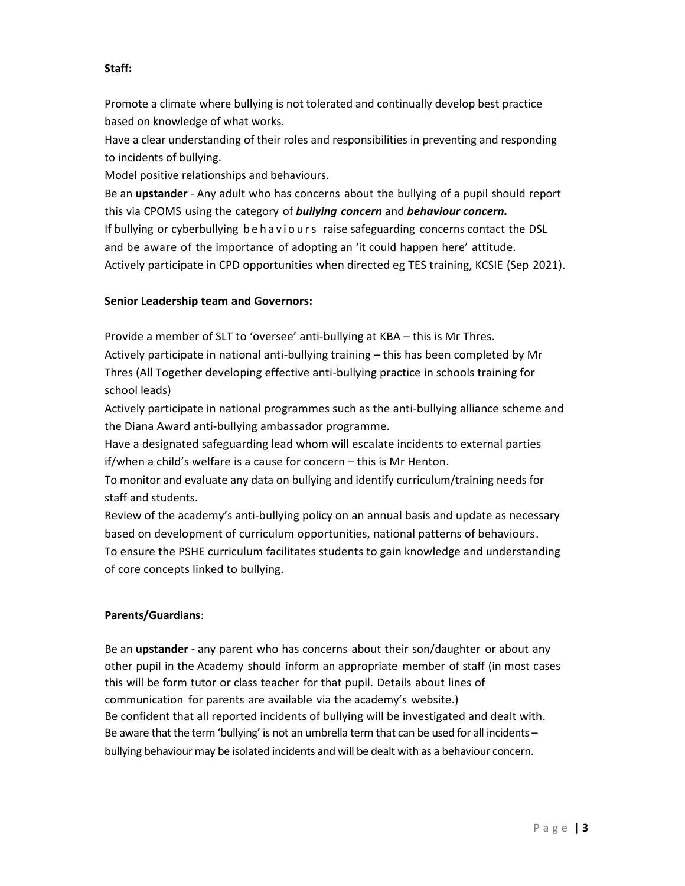**Staff:**

Promote a climate where bullying is not tolerated and continually develop best practice based on knowledge of what works.

Have a clear understanding of their roles and responsibilities in preventing and responding to incidents of bullying.

Model positive relationships and behaviours.

Be an **upstander** - Any adult who has concerns about the bullying of a pupil should report this via CPOMS using the category of ***bullying concern*** and ***behaviour concern.***

If bullying or cyberbullying behaviours raise safeguarding concerns contact the DSL and be aware of the importance of adopting an 'it could happen here' attitude.

Actively participate in CPD opportunities when directed eg TES training, KCSIE (Sep 2021).

**Senior Leadership team and Governors:**

Provide a member of SLT to 'oversee' anti-bullying at KBA – this is Mr Thres.

Actively participate in national anti-bullying training – this has been completed by Mr Thres (All Together developing effective anti-bullying practice in schools training for school leads)

Actively participate in national programmes such as the anti-bullying alliance scheme and the Diana Award anti-bullying ambassador programme.

Have a designated safeguarding lead whom will escalate incidents to external parties if/when a child's welfare is a cause for concern – this is Mr Henton.

To monitor and evaluate any data on bullying and identify curriculum/training needs for staff and students.

Review of the academy's anti-bullying policy on an annual basis and update as necessary based on development of curriculum opportunities, national patterns of behaviours.

To ensure the PSHE curriculum facilitates students to gain knowledge and understanding of core concepts linked to bullying.

**Parents/Guardians**:

Be an **upstander** - any parent who has concerns about their son/daughter or about any other pupil in the Academy should inform an appropriate member of staff (in most cases this will be form tutor or class teacher for that pupil. Details about lines of communication for parents are available via the academy's website.)

Be confident that all reported incidents of bullying will be investigated and dealt with.

Be aware that the term 'bullying' is not an umbrella term that can be used for all incidents – bullying behaviour may be isolated incidents and will be dealt with as a behaviour concern.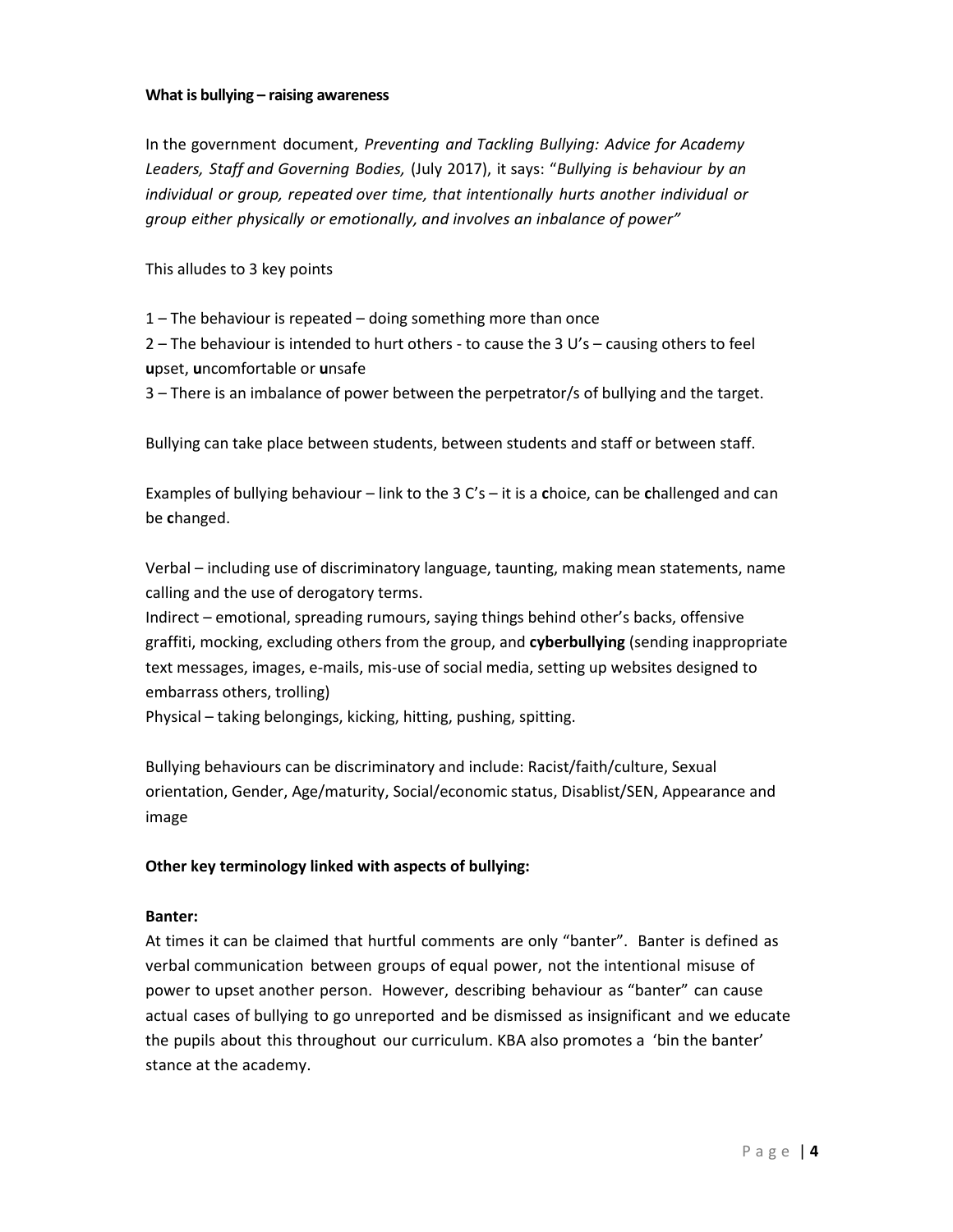**What is bullying – raising awareness**

In the government document, *Preventing and Tackling Bullying: Advice for Academy Leaders, Staff and Governing Bodies,* (July 2017), it says: "*Bullying is behaviour by an individual or group, repeated over time, that intentionally hurts another individual or group either physically or emotionally, and involves an inbalance of power"*

This alludes to 3 key points

1 – The behaviour is repeated – doing something more than once
2 – The behaviour is intended to hurt others - to cause the 3 U's – causing others to feel **u**pset, **u**ncomfortable or **u**nsafe
3 – There is an imbalance of power between the perpetrator/s of bullying and the target.

Bullying can take place between students, between students and staff or between staff.

Examples of bullying behaviour – link to the 3 C's – it is a **c**hoice, can be **c**hallenged and can be **c**hanged.

Verbal – including use of discriminatory language, taunting, making mean statements, name calling and the use of derogatory terms.
Indirect – emotional, spreading rumours, saying things behind other's backs, offensive graffiti, mocking, excluding others from the group, and **cyberbullying** (sending inappropriate text messages, images, e-mails, mis-use of social media, setting up websites designed to embarrass others, trolling)
Physical – taking belongings, kicking, hitting, pushing, spitting.

Bullying behaviours can be discriminatory and include: Racist/faith/culture, Sexual orientation, Gender, Age/maturity, Social/economic status, Disablist/SEN, Appearance and image

**Other key terminology linked with aspects of bullying:**

**Banter:**
At times it can be claimed that hurtful comments are only "banter". Banter is defined as verbal communication between groups of equal power, not the intentional misuse of power to upset another person. However, describing behaviour as "banter" can cause actual cases of bullying to go unreported and be dismissed as insignificant and we educate the pupils about this throughout our curriculum. KBA also promotes a 'bin the banter' stance at the academy.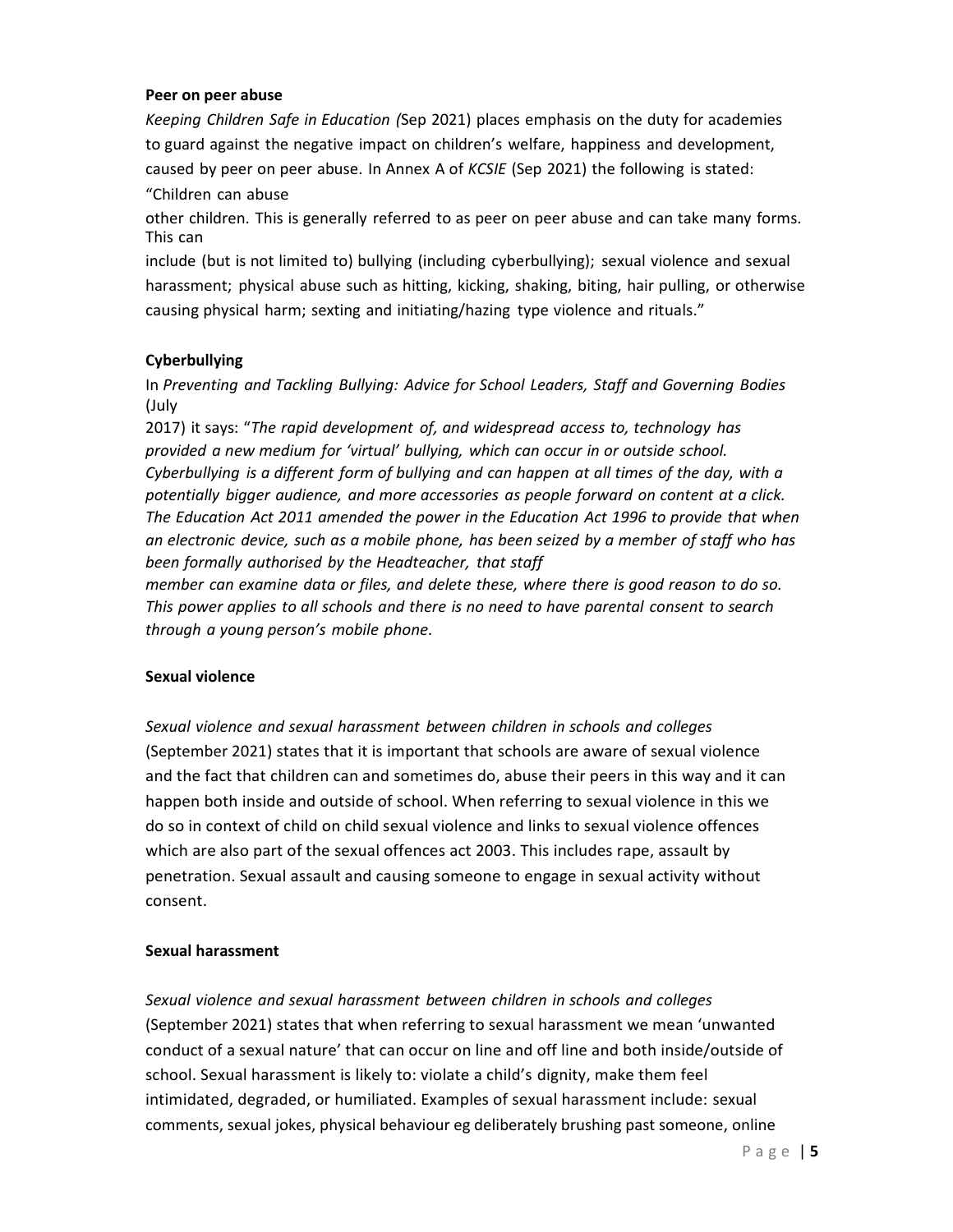**Peer on peer abuse**

*Keeping Children Safe in Education (*Sep 2021) places emphasis on the duty for academies to guard against the negative impact on children's welfare, happiness and development, caused by peer on peer abuse. In Annex A of *KCSIE* (Sep 2021) the following is stated: "Children can abuse other children. This is generally referred to as peer on peer abuse and can take many forms. This can include (but is not limited to) bullying (including cyberbullying); sexual violence and sexual harassment; physical abuse such as hitting, kicking, shaking, biting, hair pulling, or otherwise causing physical harm; sexting and initiating/hazing type violence and rituals."

**Cyberbullying**

In *Preventing and Tackling Bullying: Advice for School Leaders, Staff and Governing Bodies* (July 2017) it says: "*The rapid development of, and widespread access to, technology has provided a new medium for 'virtual' bullying, which can occur in or outside school. Cyberbullying is a different form of bullying and can happen at all times of the day, with a potentially bigger audience, and more accessories as people forward on content at a click. The Education Act 2011 amended the power in the Education Act 1996 to provide that when an electronic device, such as a mobile phone, has been seized by a member of staff who has been formally authorised by the Headteacher, that staff member can examine data or files, and delete these, where there is good reason to do so. This power applies to all schools and there is no need to have parental consent to search through a young person's mobile phone.*

**Sexual violence**

*Sexual violence and sexual harassment between children in schools and colleges* (September 2021) states that it is important that schools are aware of sexual violence and the fact that children can and sometimes do, abuse their peers in this way and it can happen both inside and outside of school. When referring to sexual violence in this we do so in context of child on child sexual violence and links to sexual violence offences which are also part of the sexual offences act 2003. This includes rape, assault by penetration. Sexual assault and causing someone to engage in sexual activity without consent.

**Sexual harassment**

*Sexual violence and sexual harassment between children in schools and colleges* (September 2021) states that when referring to sexual harassment we mean 'unwanted conduct of a sexual nature' that can occur on line and off line and both inside/outside of school. Sexual harassment is likely to: violate a child's dignity, make them feel intimidated, degraded, or humiliated. Examples of sexual harassment include: sexual comments, sexual jokes, physical behaviour eg deliberately brushing past someone, online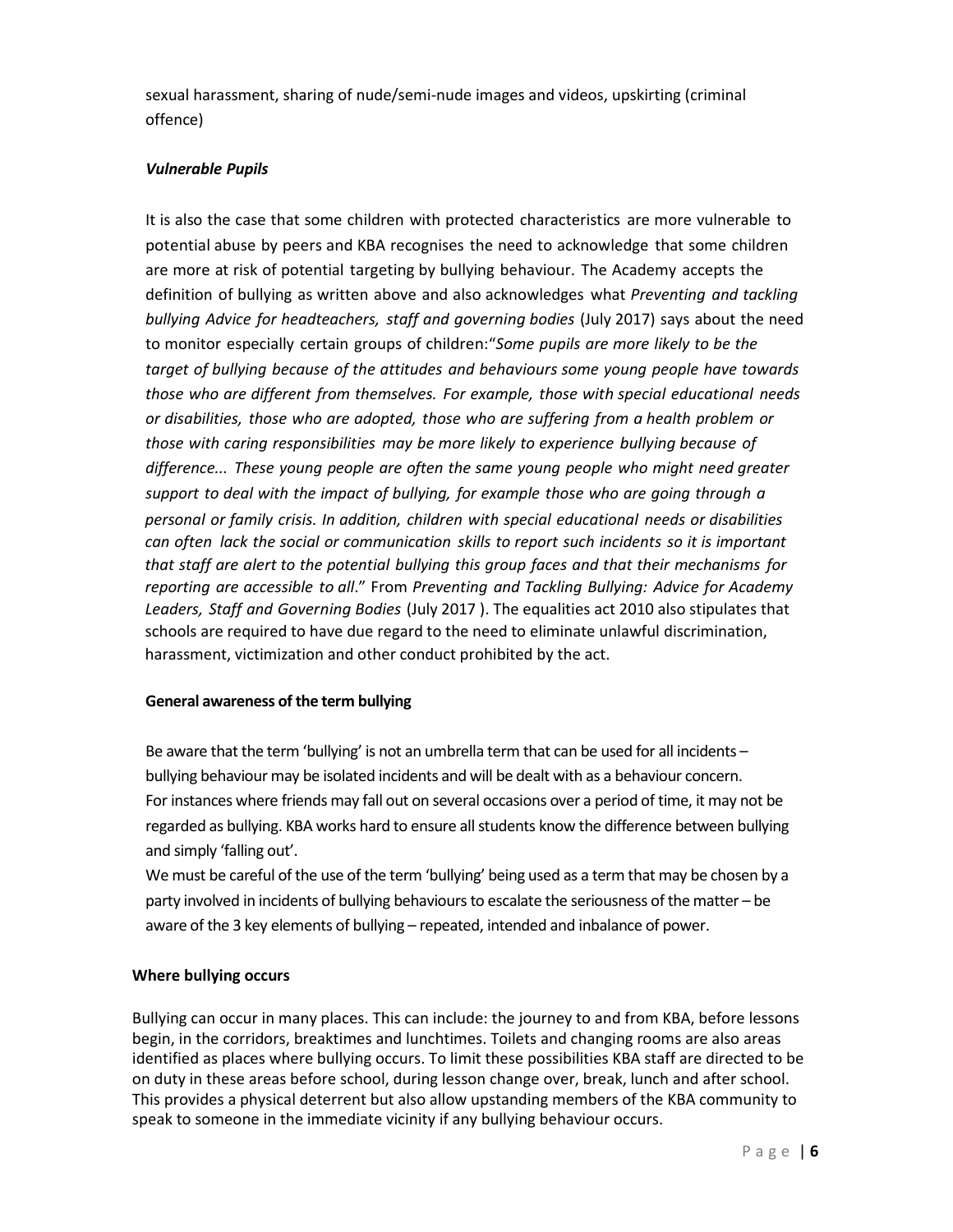sexual harassment, sharing of nude/semi-nude images and videos, upskirting (criminal offence)

***Vulnerable Pupils***

It is also the case that some children with protected characteristics are more vulnerable to potential abuse by peers and KBA recognises the need to acknowledge that some children are more at risk of potential targeting by bullying behaviour. The Academy accepts the definition of bullying as written above and also acknowledges what *Preventing and tackling bullying Advice for headteachers, staff and governing bodies* (July 2017) says about the need to monitor especially certain groups of children:"*Some pupils are more likely to be the target of bullying because of the attitudes and behaviours some young people have towards those who are different from themselves. For example, those with special educational needs or disabilities, those who are adopted, those who are suffering from a health problem or those with caring responsibilities may be more likely to experience bullying because of difference... These young people are often the same young people who might need greater support to deal with the impact of bullying, for example those who are going through a personal or family crisis. In addition, children with special educational needs or disabilities can often lack the social or communication skills to report such incidents so it is important that staff are alert to the potential bullying this group faces and that their mechanisms for reporting are accessible to all*." From *Preventing and Tackling Bullying: Advice for Academy Leaders, Staff and Governing Bodies* (July 2017 ). The equalities act 2010 also stipulates that schools are required to have due regard to the need to eliminate unlawful discrimination, harassment, victimization and other conduct prohibited by the act.

**General awareness of the term bullying**

Be aware that the term 'bullying' is not an umbrella term that can be used for all incidents – bullying behaviour may be isolated incidents and will be dealt with as a behaviour concern. For instances where friends may fall out on several occasions over a period of time, it may not be regarded as bullying. KBA works hard to ensure all students know the difference between bullying and simply 'falling out'.

We must be careful of the use of the term 'bullying' being used as a term that may be chosen by a party involved in incidents of bullying behaviours to escalate the seriousness of the matter – be aware of the 3 key elements of bullying – repeated, intended and inbalance of power.

**Where bullying occurs**

Bullying can occur in many places. This can include: the journey to and from KBA, before lessons begin, in the corridors, breaktimes and lunchtimes. Toilets and changing rooms are also areas identified as places where bullying occurs. To limit these possibilities KBA staff are directed to be on duty in these areas before school, during lesson change over, break, lunch and after school. This provides a physical deterrent but also allow upstanding members of the KBA community to speak to someone in the immediate vicinity if any bullying behaviour occurs.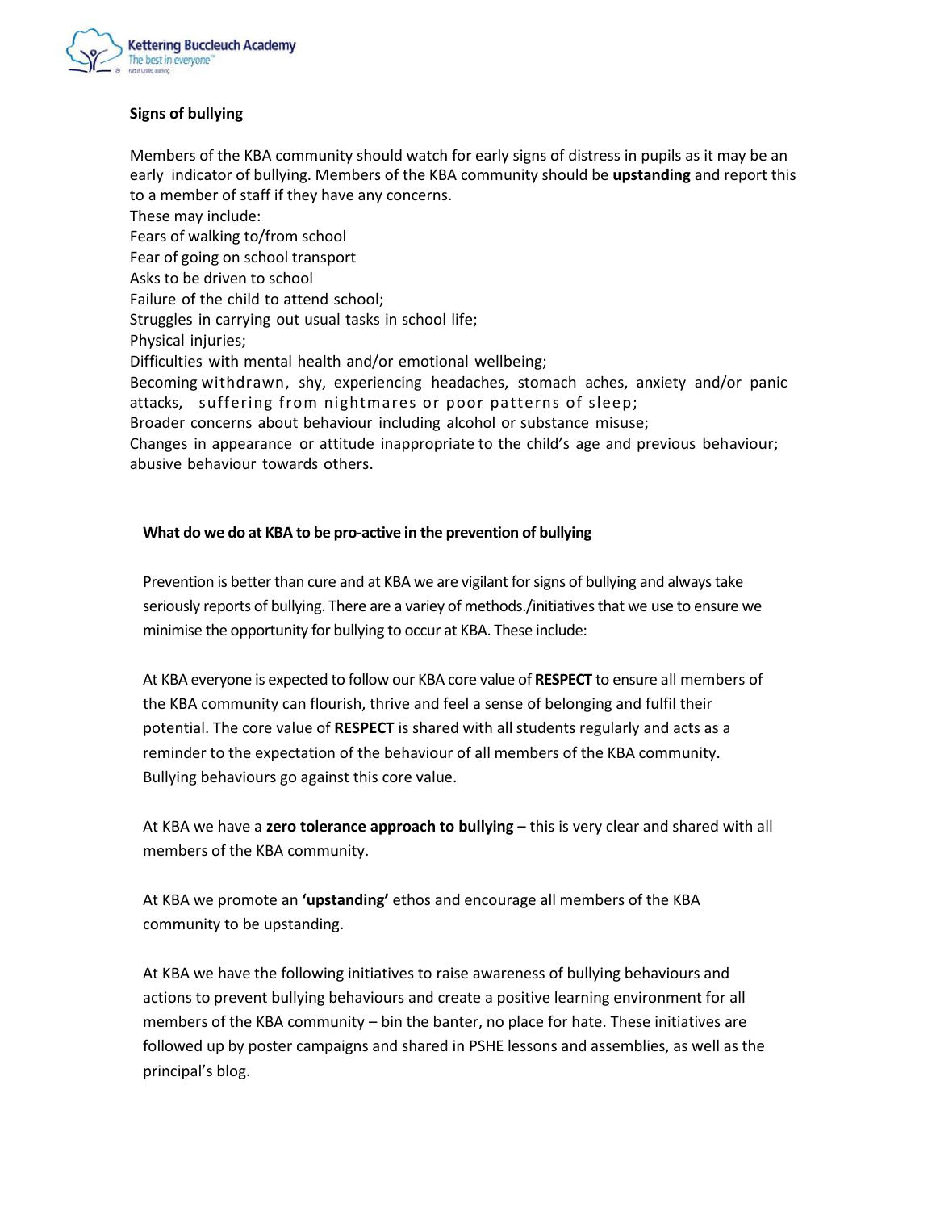**Signs of bullying**

Members of the KBA community should watch for early signs of distress in pupils as it may be an early indicator of bullying. Members of the KBA community should be **upstanding** and report this to a member of staff if they have any concerns.

These may include:

Fears of walking to/from school

Fear of going on school transport

Asks to be driven to school

Failure of the child to attend school;

Struggles in carrying out usual tasks in school life;

Physical injuries;

Difficulties with mental health and/or emotional wellbeing;

Becoming withdrawn, shy, experiencing headaches, stomach aches, anxiety and/or panic attacks, suffering from nightmares or poor patterns of sleep;

Broader concerns about behaviour including alcohol or substance misuse;

Changes in appearance or attitude inappropriate to the child's age and previous behaviour; abusive behaviour towards others.

**What do we do at KBA to be pro-active in the prevention of bullying**

Prevention is better than cure and at KBA we are vigilant for signs of bullying and always take seriously reports of bullying. There are a variey of methods./initiatives that we use to ensure we minimise the opportunity for bullying to occur at KBA. These include:

At KBA everyone is expected to follow our KBA core value of **RESPECT** to ensure all members of the KBA community can flourish, thrive and feel a sense of belonging and fulfil their potential. The core value of **RESPECT** is shared with all students regularly and acts as a reminder to the expectation of the behaviour of all members of the KBA community. Bullying behaviours go against this core value.

At KBA we have a **zero tolerance approach to bullying** – this is very clear and shared with all members of the KBA community.

At KBA we promote an **'upstanding'** ethos and encourage all members of the KBA community to be upstanding.

At KBA we have the following initiatives to raise awareness of bullying behaviours and actions to prevent bullying behaviours and create a positive learning environment for all members of the KBA community – bin the banter, no place for hate. These initiatives are followed up by poster campaigns and shared in PSHE lessons and assemblies, as well as the principal's blog.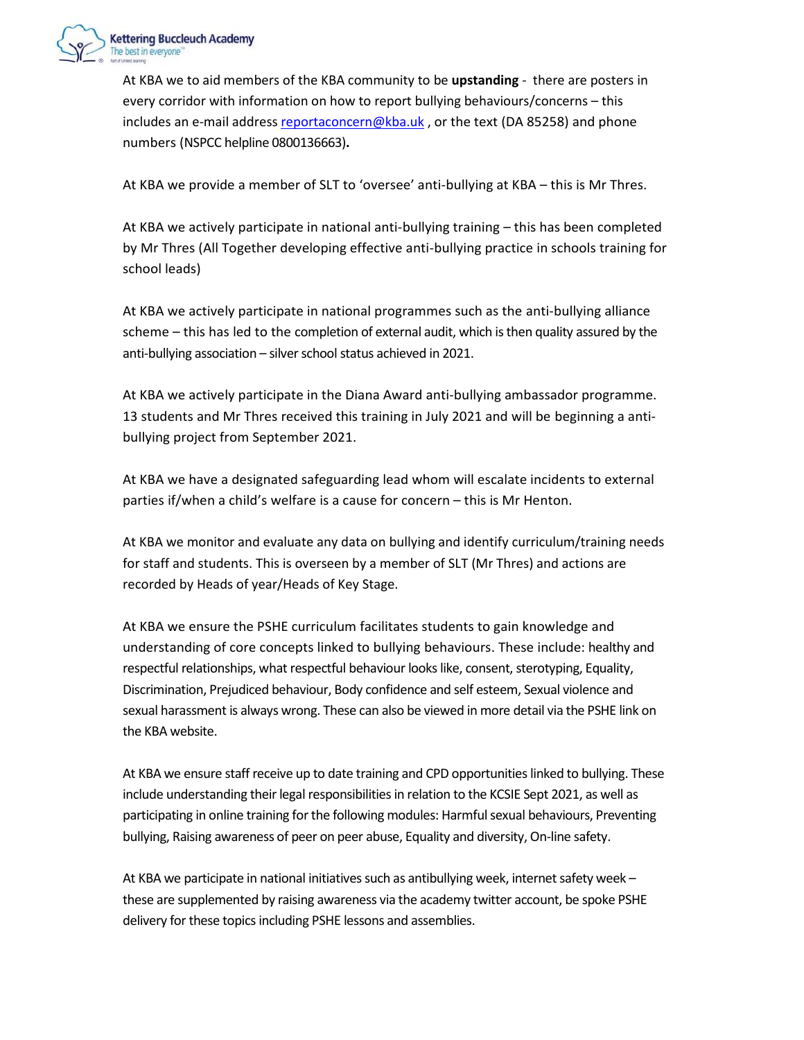At KBA we to aid members of the KBA community to be **upstanding** - there are posters in every corridor with information on how to report bullying behaviours/concerns – this includes an e-mail address reportaconcern@kba.uk , or the text (DA 85258) and phone numbers (NSPCC helpline 0800136663)**.**

At KBA we provide a member of SLT to 'oversee' anti-bullying at KBA – this is Mr Thres.

At KBA we actively participate in national anti-bullying training – this has been completed by Mr Thres (All Together developing effective anti-bullying practice in schools training for school leads)

At KBA we actively participate in national programmes such as the anti-bullying alliance scheme – this has led to the completion of external audit, which is then quality assured by the anti-bullying association – silver school status achieved in 2021.

At KBA we actively participate in the Diana Award anti-bullying ambassador programme. 13 students and Mr Thres received this training in July 2021 and will be beginning a anti-bullying project from September 2021.

At KBA we have a designated safeguarding lead whom will escalate incidents to external parties if/when a child's welfare is a cause for concern – this is Mr Henton.

At KBA we monitor and evaluate any data on bullying and identify curriculum/training needs for staff and students. This is overseen by a member of SLT (Mr Thres) and actions are recorded by Heads of year/Heads of Key Stage.

At KBA we ensure the PSHE curriculum facilitates students to gain knowledge and understanding of core concepts linked to bullying behaviours. These include: healthy and respectful relationships, what respectful behaviour looks like, consent, sterotyping, Equality, Discrimination, Prejudiced behaviour, Body confidence and self esteem, Sexual violence and sexual harassment is always wrong. These can also be viewed in more detail via the PSHE link on the KBA website.

At KBA we ensure staff receive up to date training and CPD opportunities linked to bullying. These include understanding their legal responsibilities in relation to the KCSIE Sept 2021, as well as participating in online training for the following modules: Harmful sexual behaviours, Preventing bullying, Raising awareness of peer on peer abuse, Equality and diversity, On-line safety.

At KBA we participate in national initiatives such as antibullying week, internet safety week – these are supplemented by raising awareness via the academy twitter account, be spoke PSHE delivery for these topics including PSHE lessons and assemblies.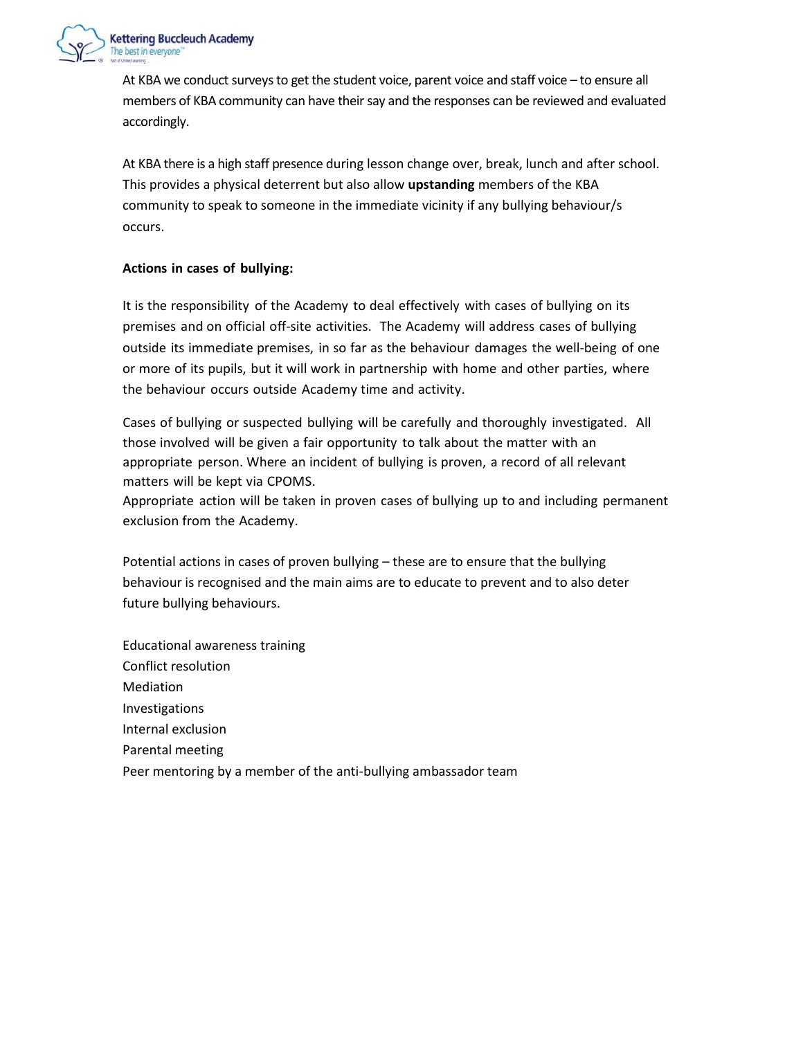At KBA we conduct surveys to get the student voice, parent voice and staff voice – to ensure all members of KBA community can have their say and the responses can be reviewed and evaluated accordingly.

At KBA there is a high staff presence during lesson change over, break, lunch and after school. This provides a physical deterrent but also allow **upstanding** members of the KBA community to speak to someone in the immediate vicinity if any bullying behaviour/s occurs.

**Actions in cases of bullying:**

It is the responsibility of the Academy to deal effectively with cases of bullying on its premises and on official off-site activities. The Academy will address cases of bullying outside its immediate premises, in so far as the behaviour damages the well-being of one or more of its pupils, but it will work in partnership with home and other parties, where the behaviour occurs outside Academy time and activity.

Cases of bullying or suspected bullying will be carefully and thoroughly investigated. All those involved will be given a fair opportunity to talk about the matter with an appropriate person. Where an incident of bullying is proven, a record of all relevant matters will be kept via CPOMS.
Appropriate action will be taken in proven cases of bullying up to and including permanent exclusion from the Academy.

Potential actions in cases of proven bullying – these are to ensure that the bullying behaviour is recognised and the main aims are to educate to prevent and to also deter future bullying behaviours.

Educational awareness training
Conflict resolution
Mediation
Investigations
Internal exclusion
Parental meeting
Peer mentoring by a member of the anti-bullying ambassador team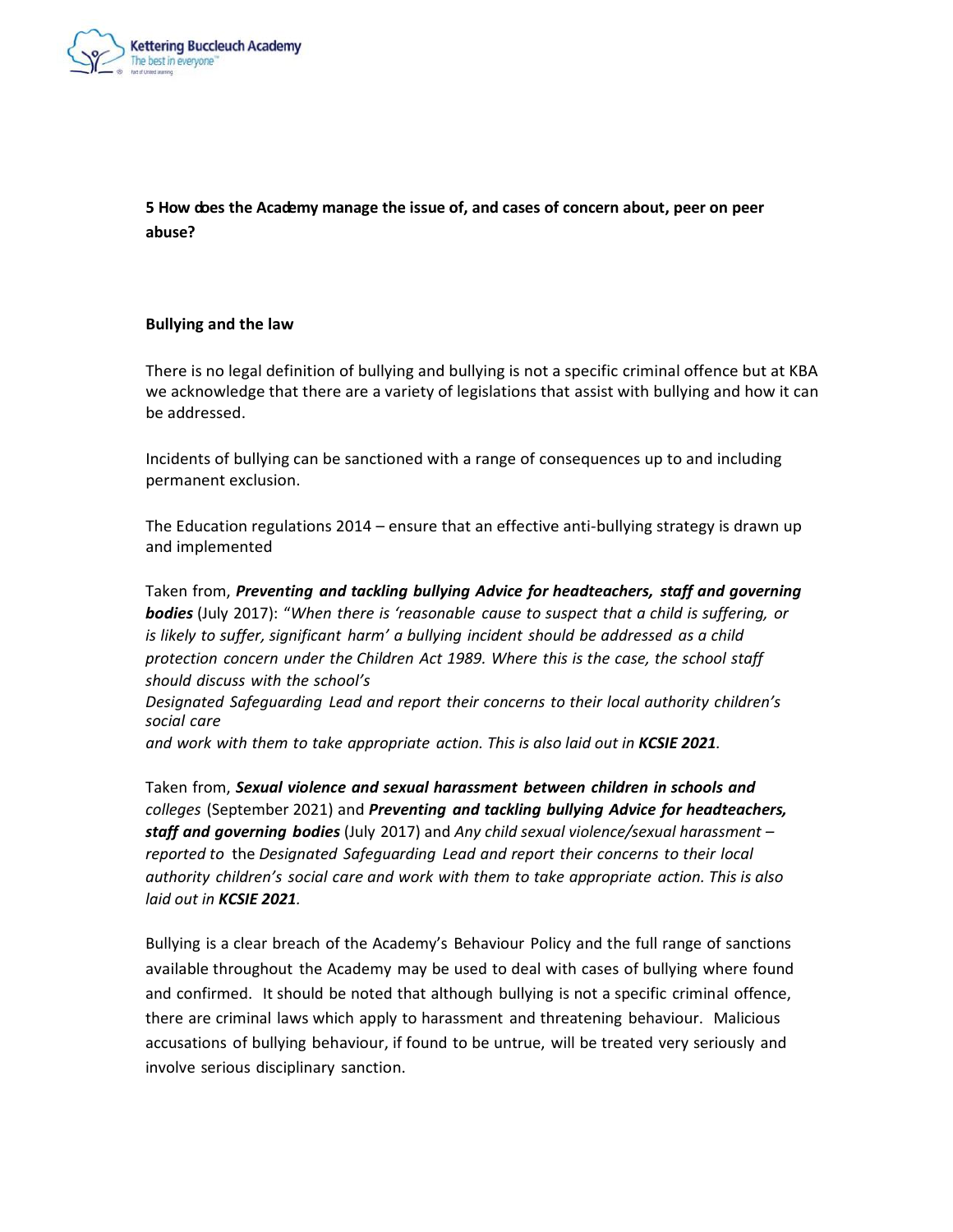**5 How does the Academy manage the issue of, and cases of concern about, peer on peer abuse?**

**Bullying and the law**

There is no legal definition of bullying and bullying is not a specific criminal offence but at KBA we acknowledge that there are a variety of legislations that assist with bullying and how it can be addressed.

Incidents of bullying can be sanctioned with a range of consequences up to and including permanent exclusion.

The Education regulations 2014 – ensure that an effective anti-bullying strategy is drawn up and implemented

Taken from, ***Preventing and tackling bullying Advice for headteachers, staff and governing bodies*** (July 2017): "*When there is 'reasonable cause to suspect that a child is suffering, or is likely to suffer, significant harm' a bullying incident should be addressed as a child protection concern under the Children Act 1989. Where this is the case, the school staff should discuss with the school's Designated Safeguarding Lead and report their concerns to their local authority children's social care and work with them to take appropriate action. This is also laid out in **KCSIE 2021**.*

Taken from, ***Sexual violence and sexual harassment between children in schools and** colleges* (September 2021) and ***Preventing and tackling bullying Advice for headteachers, staff and governing bodies*** (July 2017) and *Any child sexual violence/sexual harassment – reported to* the *Designated Safeguarding Lead and report their concerns to their local authority children's social care and work with them to take appropriate action. This is also laid out in **KCSIE 2021**.*

Bullying is a clear breach of the Academy's Behaviour Policy and the full range of sanctions available throughout the Academy may be used to deal with cases of bullying where found and confirmed. It should be noted that although bullying is not a specific criminal offence, there are criminal laws which apply to harassment and threatening behaviour. Malicious accusations of bullying behaviour, if found to be untrue, will be treated very seriously and involve serious disciplinary sanction.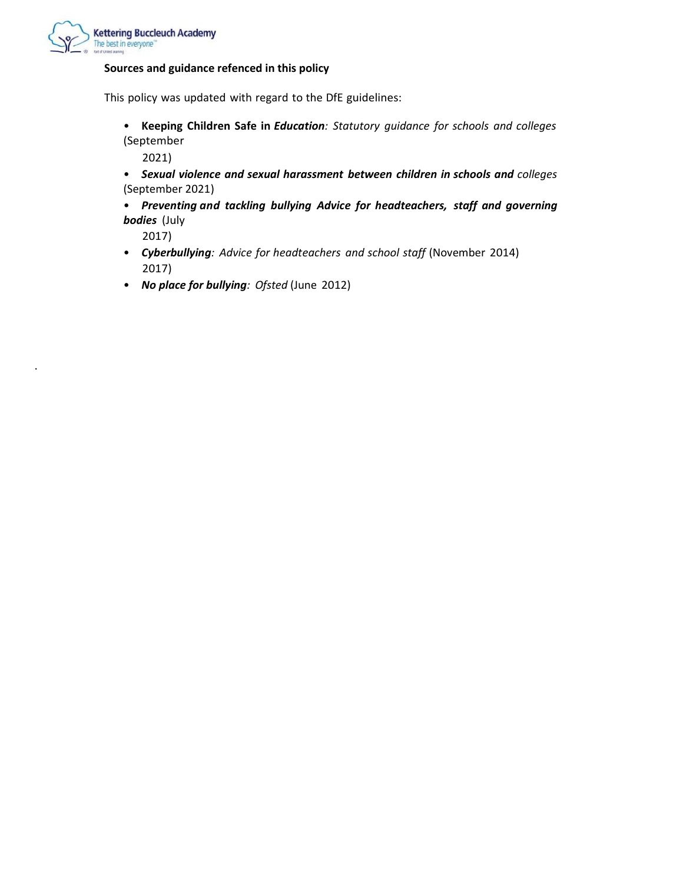**Sources and guidance refenced in this policy**

This policy was updated with regard to the DfE guidelines:

- **Keeping Children Safe in *Education***: *Statutory guidance for schools and colleges* (September 2021)
- ***Sexual violence and sexual harassment between children in schools and*** *colleges* (September 2021)
- ***Preventing and tackling bullying Advice for headteachers, staff and governing bodies*** (July 2017)
- ***Cyberbullying****: Advice for headteachers and school staff* (November 2014) 2017)
- ***No place for bullying****: Ofsted* (June 2012)

.